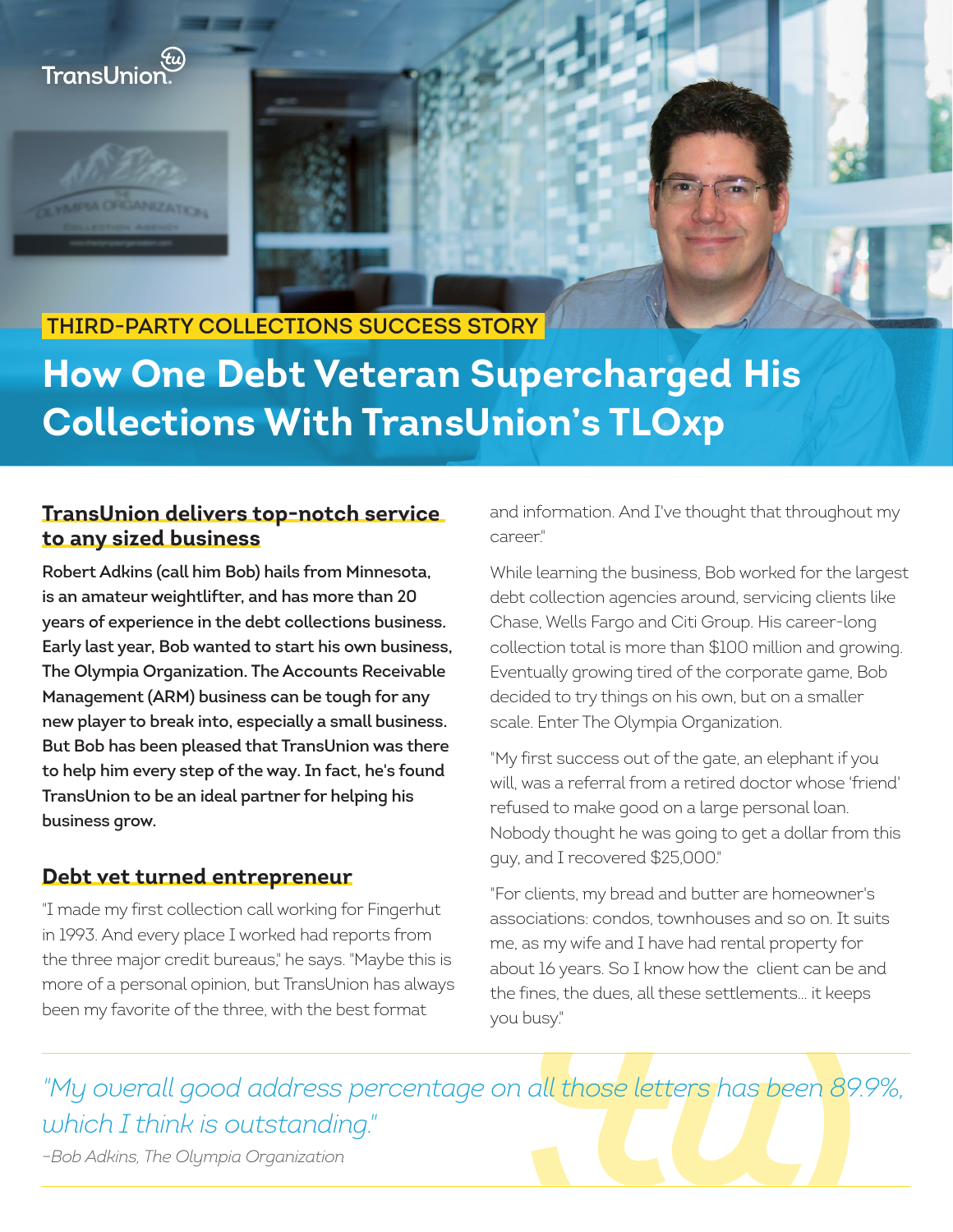THIRD-PARTY COLLECTIONS SUCCESS STORY

# How One Debt Veteran Supercharged His Collections With TransUnion's TLOxp

## TransUnion delivers top-notch service to any sized business

**Robert Adkins (call him Bob) hails from Minnesota, is an amateur weightlifter, and has more than 20 years of experience in the debt collections business. Early last year, Bob wanted to start his own business, The Olympia Organization. The Accounts Receivable Management (ARM) business can be tough for any new player to break into, especially a small business. But Bob has been pleased that TransUnion was there to help him every step of the way. In fact, he's found TransUnion to be an ideal partner for helping his business grow.**

## Debt vet turned entrepreneur

"I made my first collection call working for Fingerhut in 1993. And every place I worked had reports from the three major credit bureaus," he says. "Maybe this is more of a personal opinion, but TransUnion has always been my favorite of the three, with the best format and information. And I've thought that throughout my career."

While learning the business, Bob worked for the largest debt collection agencies around, servicing clients like Chase, Wells Fargo and Citi Group. His career-long collection total is more than $100 million and growing. Eventually growing tired of the corporate game, Bob decided to try things on his own, but on a smaller scale. Enter The Olympia Organization.

"My first success out of the gate, an elephant if you will, was a referral from a retired doctor whose 'friend' refused to make good on a large personal loan. Nobody thought he was going to get a dollar from this guy, and I recovered $25,000."

"For clients, my bread and butter are homeowner's associations: condos, townhouses and so on. It suits me, as my wife and I have had rental property for about 16 years. So I know how the client can be and the fines, the dues, all these settlements… it keeps you busy."

*"My overall good address percentage on all those letters has been 89.9%, which I think is outstanding."*

*–Bob Adkins, The Olympia Organization*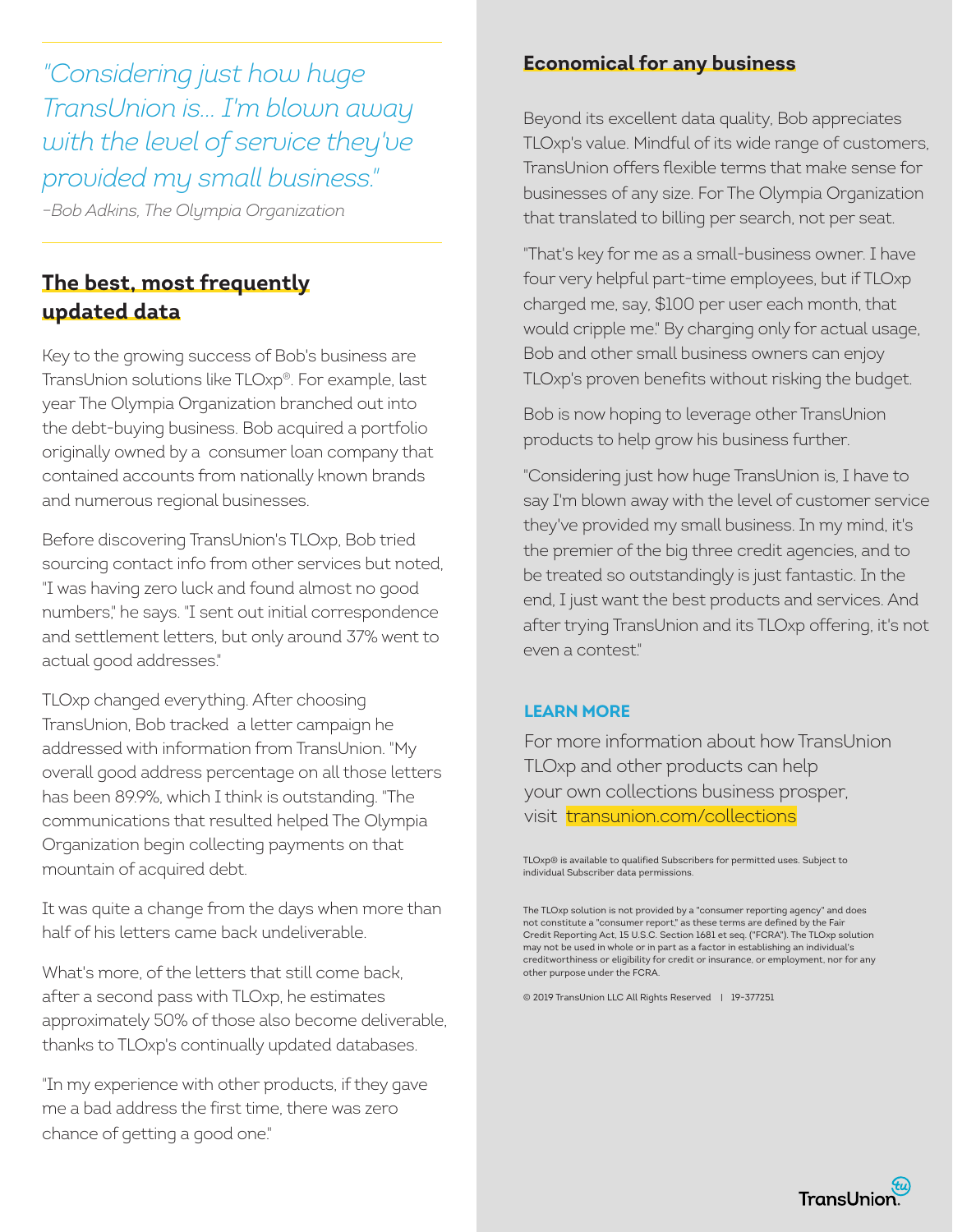*"Considering just how huge TransUnion is... I'm blown away with the level of service they've provided my small business."*

*–Bob Adkins, The Olympia Organization*

## The best, most frequently updated data

Key to the growing success of Bob's business are TransUnion solutions like TLOxp®. For example, last year The Olympia Organization branched out into the debt-buying business. Bob acquired a portfolio originally owned by a consumer loan company that contained accounts from nationally known brands and numerous regional businesses.

Before discovering TransUnion's TLOxp, Bob tried sourcing contact info from other services but noted, "I was having zero luck and found almost no good numbers," he says. "I sent out initial correspondence and settlement letters, but only around 37% went to actual good addresses."

TLOxp changed everything. After choosing TransUnion, Bob tracked a letter campaign he addressed with information from TransUnion. "My overall good address percentage on all those letters has been 89.9%, which I think is outstanding. "The communications that resulted helped The Olympia Organization begin collecting payments on that mountain of acquired debt.

It was quite a change from the days when more than half of his letters came back undeliverable.

What's more, of the letters that still come back, after a second pass with TLOxp, he estimates approximately 50% of those also become deliverable, thanks to TLOxp's continually updated databases.

"In my experience with other products, if they gave me a bad address the first time, there was zero chance of getting a good one."

## Economical for any business

Beyond its excellent data quality, Bob appreciates TLOxp's value. Mindful of its wide range of customers, TransUnion offers flexible terms that make sense for businesses of any size. For The Olympia Organization that translated to billing per search, not per seat.

"That's key for me as a small-business owner. I have four very helpful part-time employees, but if TLOxp charged me, say, $100 per user each month, that would cripple me." By charging only for actual usage, Bob and other small business owners can enjoy TLOxp's proven benefits without risking the budget.

Bob is now hoping to leverage other TransUnion products to help grow his business further.

"Considering just how huge TransUnion is, I have to say I'm blown away with the level of customer service they've provided my small business. In my mind, it's the premier of the big three credit agencies, and to be treated so outstandingly is just fantastic. In the end, I just want the best products and services. And after trying TransUnion and its TLOxp offering, it's not even a contest."

### LEARN MORE

For more information about how TransUnion TLOxp and other products can help your own collections business prosper, visit transunion.com/collections

TLOxp® is available to qualified Subscribers for permitted uses. Subject to individual Subscriber data permissions.

The TLOxp solution is not provided by a "consumer reporting agency" and does not constitute a "consumer report," as these terms are defined by the Fair Credit Reporting Act, 15 U.S.C. Section 1681 et seq. ("FCRA"). The TLOxp solution may not be used in whole or in part as a factor in establishing an individual's creditworthiness or eligibility for credit or insurance, or employment, nor for any other purpose under the FCRA.

© 2019 TransUnion LLC All Rights Reserved | 19-377251

TransUnion.